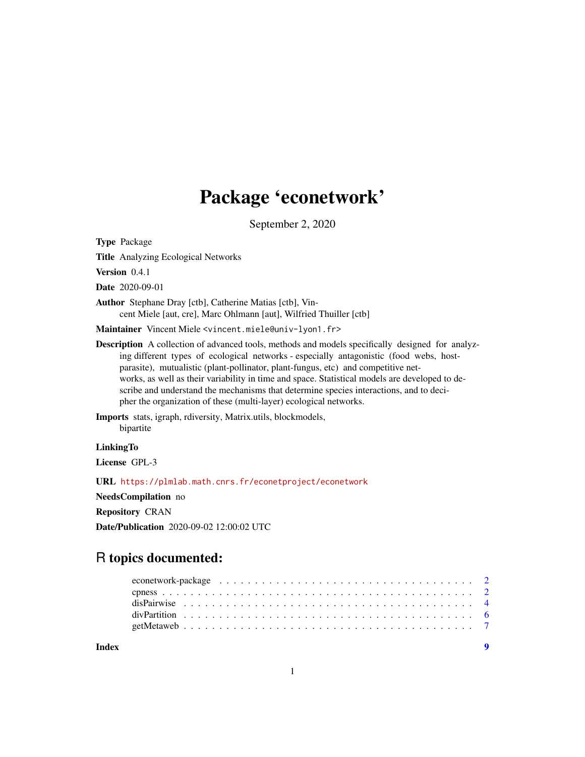# Package 'econetwork'

September 2, 2020

**Type** Package

**Title** Analyzing Ecological Networks

**Version** 0.4.1

**Date** 2020-09-01

**Author** Stephane Dray [ctb], Catherine Matias [ctb], Vincent Miele [aut, cre], Marc Ohlmann [aut], Wilfried Thuiller [ctb]

**Maintainer** Vincent Miele <vincent.miele@univ-lyon1.fr>

**Description** A collection of advanced tools, methods and models specifically designed for analyzing different types of ecological networks - especially antagonistic (food webs, host-parasite), mutualistic (plant-pollinator, plant-fungus, etc) and competitive networks, as well as their variability in time and space. Statistical models are developed to describe and understand the mechanisms that determine species interactions, and to decipher the organization of these (multi-layer) ecological networks.

**Imports** stats, igraph, rdiversity, Matrix.utils, blockmodels, bipartite

**LinkingTo**

**License** GPL-3

**URL** https://plmlab.math.cnrs.fr/econetproject/econetwork

**NeedsCompilation** no

**Repository** CRAN

**Date/Publication** 2020-09-02 12:00:02 UTC

## R topics documented:

| | |
|---|---|
| econetwork-package | 2 |
| cpness | 2 |
| disPairwise | 4 |
| divPartition | 6 |
| getMetaweb | 7 |
| **Index** | **9** |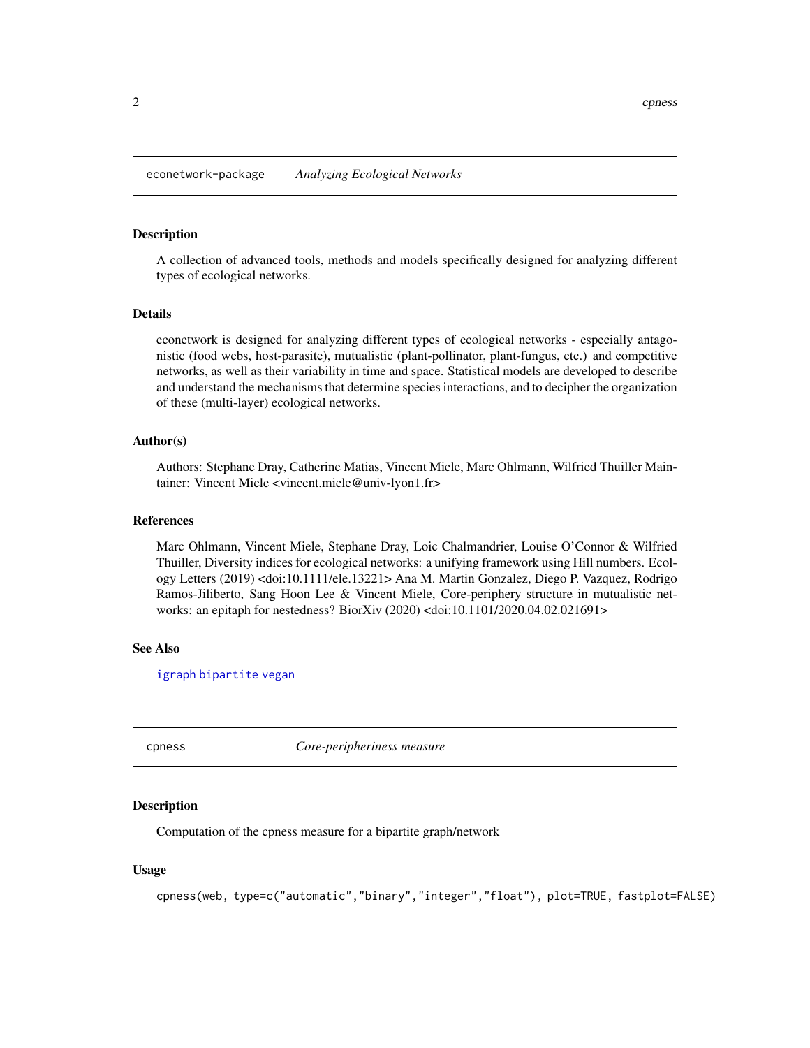## econetwork-package *Analyzing Ecological Networks*

### Description

A collection of advanced tools, methods and models specifically designed for analyzing different types of ecological networks.

### Details

econetwork is designed for analyzing different types of ecological networks - especially antagonistic (food webs, host-parasite), mutualistic (plant-pollinator, plant-fungus, etc.) and competitive networks, as well as their variability in time and space. Statistical models are developed to describe and understand the mechanisms that determine species interactions, and to decipher the organization of these (multi-layer) ecological networks.

### Author(s)

Authors: Stephane Dray, Catherine Matias, Vincent Miele, Marc Ohlmann, Wilfried Thuiller Maintainer: Vincent Miele <vincent.miele@univ-lyon1.fr>

### References

Marc Ohlmann, Vincent Miele, Stephane Dray, Loic Chalmandrier, Louise O'Connor & Wilfried Thuiller, Diversity indices for ecological networks: a unifying framework using Hill numbers. Ecology Letters (2019) <doi:10.1111/ele.13221> Ana M. Martin Gonzalez, Diego P. Vazquez, Rodrigo Ramos-Jiliberto, Sang Hoon Lee & Vincent Miele, Core-periphery structure in mutualistic networks: an epitaph for nestedness? BiorXiv (2020) <doi:10.1101/2020.04.02.021691>

### See Also

igraph bipartite vegan

## cpness *Core-peripheriness measure*

### Description

Computation of the cpness measure for a bipartite graph/network

### Usage

```
cpness(web, type=c("automatic","binary","integer","float"), plot=TRUE, fastplot=FALSE)
```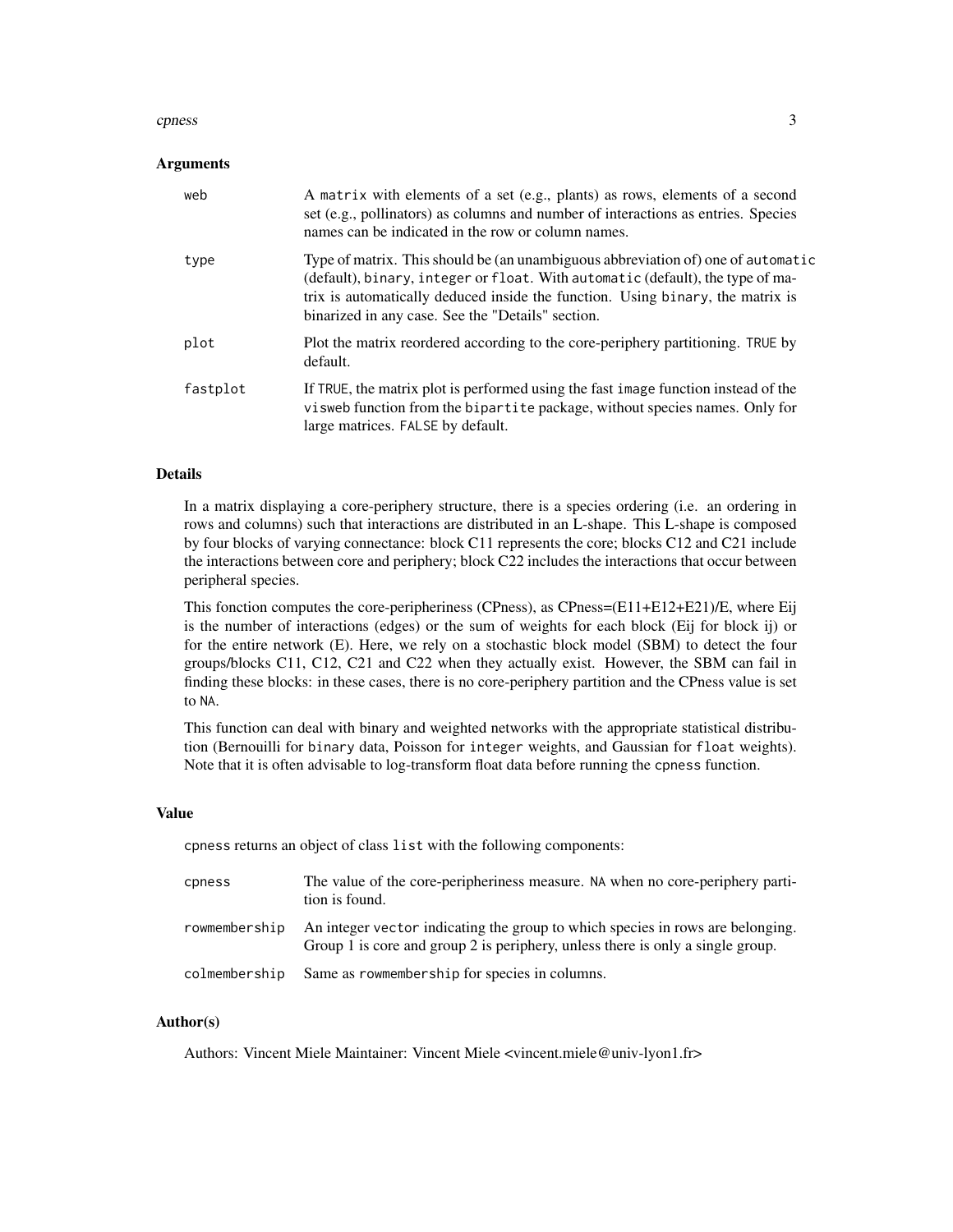### Arguments

| | |
|---|---|
| web | A `matrix` with elements of a set (e.g., plants) as rows, elements of a second set (e.g., pollinators) as columns and number of interactions as entries. Species names can be indicated in the row or column names. |
| type | Type of matrix. This should be (an unambiguous abbreviation of) one of `automatic` (default), `binary`, `integer` or `float`. With `automatic` (default), the type of matrix is automatically deduced inside the function. Using `binary`, the matrix is binarized in any case. See the "Details" section. |
| plot | Plot the matrix reordered according to the core-periphery partitioning. `TRUE` by default. |
| fastplot | If `TRUE`, the matrix plot is performed using the fast `image` function instead of the `visweb` function from the `bipartite` package, without species names. Only for large matrices. `FALSE` by default. |

### Details

In a matrix displaying a core-periphery structure, there is a species ordering (i.e. an ordering in rows and columns) such that interactions are distributed in an L-shape. This L-shape is composed by four blocks of varying connectance: block C11 represents the core; blocks C12 and C21 include the interactions between core and periphery; block C22 includes the interactions that occur between peripheral species.

This fonction computes the core-peripheriness (CPness), as CPness=(E11+E12+E21)/E, where Eij is the number of interactions (edges) or the sum of weights for each block (Eij for block ij) or for the entire network (E). Here, we rely on a stochastic block model (SBM) to detect the four groups/blocks C11, C12, C21 and C22 when they actually exist. However, the SBM can fail in finding these blocks: in these cases, there is no core-periphery partition and the CPness value is set to `NA`.

This function can deal with binary and weighted networks with the appropriate statistical distribution (Bernouilli for `binary` data, Poisson for `integer` weights, and Gaussian for `float` weights). Note that it is often advisable to log-transform float data before running the `cpness` function.

### Value

`cpness` returns an object of class `list` with the following components:

| | |
|---|---|
| cpness | The value of the core-peripheriness measure. `NA` when no core-periphery partition is found. |
| rowmembership | An integer `vector` indicating the group to which species in rows are belonging. Group 1 is core and group 2 is periphery, unless there is only a single group. |
| colmembership | Same as `rowmembership` for species in columns. |

### Author(s)

Authors: Vincent Miele Maintainer: Vincent Miele <vincent.miele@univ-lyon1.fr>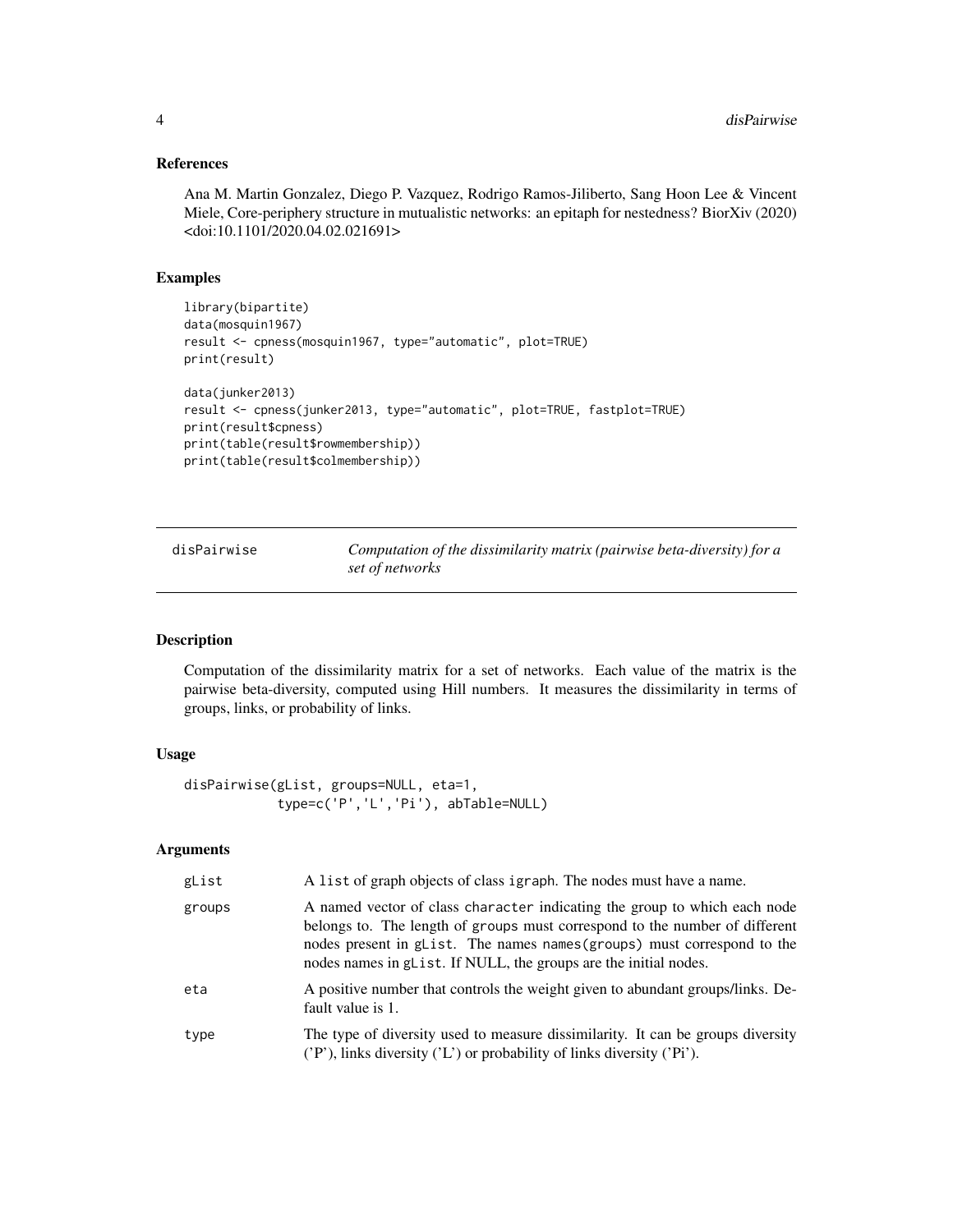### References

Ana M. Martin Gonzalez, Diego P. Vazquez, Rodrigo Ramos-Jiliberto, Sang Hoon Lee & Vincent Miele, Core-periphery structure in mutualistic networks: an epitaph for nestedness? BiorXiv (2020) <doi:10.1101/2020.04.02.021691>

### Examples

```
library(bipartite)
data(mosquin1967)
result <- cpness(mosquin1967, type="automatic", plot=TRUE)
print(result)

data(junker2013)
result <- cpness(junker2013, type="automatic", plot=TRUE, fastplot=TRUE)
print(result$cpness)
print(table(result$rowmembership))
print(table(result$colmembership))
```

---

## disPairwise — *Computation of the dissimilarity matrix (pairwise beta-diversity) for a set of networks*

---

### Description

Computation of the dissimilarity matrix for a set of networks. Each value of the matrix is the pairwise beta-diversity, computed using Hill numbers. It measures the dissimilarity in terms of groups, links, or probability of links.

### Usage

```
disPairwise(gList, groups=NULL, eta=1,
            type=c('P','L','Pi'), abTable=NULL)
```

### Arguments

| | |
|---|---|
| gList | A list of graph objects of class igraph. The nodes must have a name. |
| groups | A named vector of class character indicating the group to which each node belongs to. The length of groups must correspond to the number of different nodes present in gList. The names names(groups) must correspond to the nodes names in gList. If NULL, the groups are the initial nodes. |
| eta | A positive number that controls the weight given to abundant groups/links. Default value is 1. |
| type | The type of diversity used to measure dissimilarity. It can be groups diversity ('P'), links diversity ('L') or probability of links diversity ('Pi'). |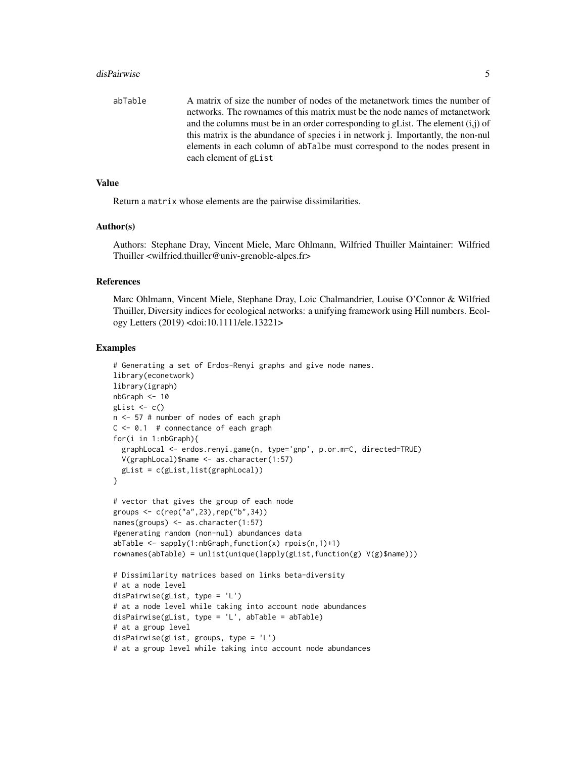abTable A matrix of size the number of nodes of the metanetwork times the number of networks. The rownames of this matrix must be the node names of metanetwork and the columns must be in an order corresponding to gList. The element (i,j) of this matrix is the abundance of species i in network j. Importantly, the non-nul elements in each column of abTalbe must correspond to the nodes present in each element of gList

### Value

Return a matrix whose elements are the pairwise dissimilarities.

### Author(s)

Authors: Stephane Dray, Vincent Miele, Marc Ohlmann, Wilfried Thuiller Maintainer: Wilfried Thuiller <wilfried.thuiller@univ-grenoble-alpes.fr>

### References

Marc Ohlmann, Vincent Miele, Stephane Dray, Loic Chalmandrier, Louise O'Connor & Wilfried Thuiller, Diversity indices for ecological networks: a unifying framework using Hill numbers. Ecology Letters (2019) <doi:10.1111/ele.13221>

### Examples

```
# Generating a set of Erdos-Renyi graphs and give node names.
library(econetwork)
library(igraph)
nbGraph <- 10
gList <- c()
n <- 57 # number of nodes of each graph
C <- 0.1  # connectance of each graph
for(i in 1:nbGraph){
  graphLocal <- erdos.renyi.game(n, type='gnp', p.or.m=C, directed=TRUE)
  V(graphLocal)$name <- as.character(1:57)
  gList = c(gList,list(graphLocal))
}

# vector that gives the group of each node
groups <- c(rep("a",23),rep("b",34))
names(groups) <- as.character(1:57)
#generating random (non-nul) abundances data
abTable <- sapply(1:nbGraph,function(x) rpois(n,1)+1)
rownames(abTable) = unlist(unique(lapply(gList,function(g) V(g)$name)))

# Dissimilarity matrices based on links beta-diversity
# at a node level
disPairwise(gList, type = 'L')
# at a node level while taking into account node abundances
disPairwise(gList, type = 'L', abTable = abTable)
# at a group level
disPairwise(gList, groups, type = 'L')
# at a group level while taking into account node abundances
```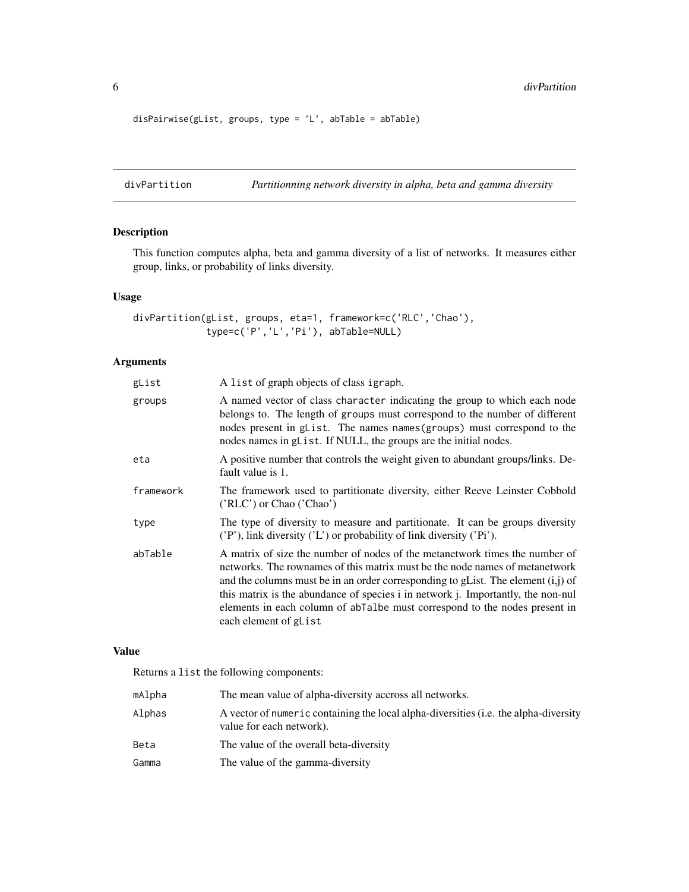```
disPairwise(gList, groups, type = 'L', abTable = abTable)
```

## divPartition — *Partitionning network diversity in alpha, beta and gamma diversity*

### Description

This function computes alpha, beta and gamma diversity of a list of networks. It measures either group, links, or probability of links diversity.

### Usage

```
divPartition(gList, groups, eta=1, framework=c('RLC','Chao'),
             type=c('P','L','Pi'), abTable=NULL)
```

### Arguments

| | |
|---|---|
| gList | A list of graph objects of class igraph. |
| groups | A named vector of class character indicating the group to which each node belongs to. The length of groups must correspond to the number of different nodes present in gList. The names names(groups) must correspond to the nodes names in gList. If NULL, the groups are the initial nodes. |
| eta | A positive number that controls the weight given to abundant groups/links. Default value is 1. |
| framework | The framework used to partitionate diversity, either Reeve Leinster Cobbold ('RLC') or Chao ('Chao') |
| type | The type of diversity to measure and partitionate. It can be groups diversity ('P'), link diversity ('L') or probability of link diversity ('Pi'). |
| abTable | A matrix of size the number of nodes of the metanetwork times the number of networks. The rownames of this matrix must be the node names of metanetwork and the columns must be in an order corresponding to gList. The element (i,j) of this matrix is the abundance of species i in network j. Importantly, the non-nul elements in each column of abTalbe must correspond to the nodes present in each element of gList |

### Value

Returns a list the following components:

| | |
|---|---|
| mAlpha | The mean value of alpha-diversity accross all networks. |
| Alphas | A vector of numeric containing the local alpha-diversities (i.e. the alpha-diversity value for each network). |
| Beta | The value of the overall beta-diversity |
| Gamma | The value of the gamma-diversity |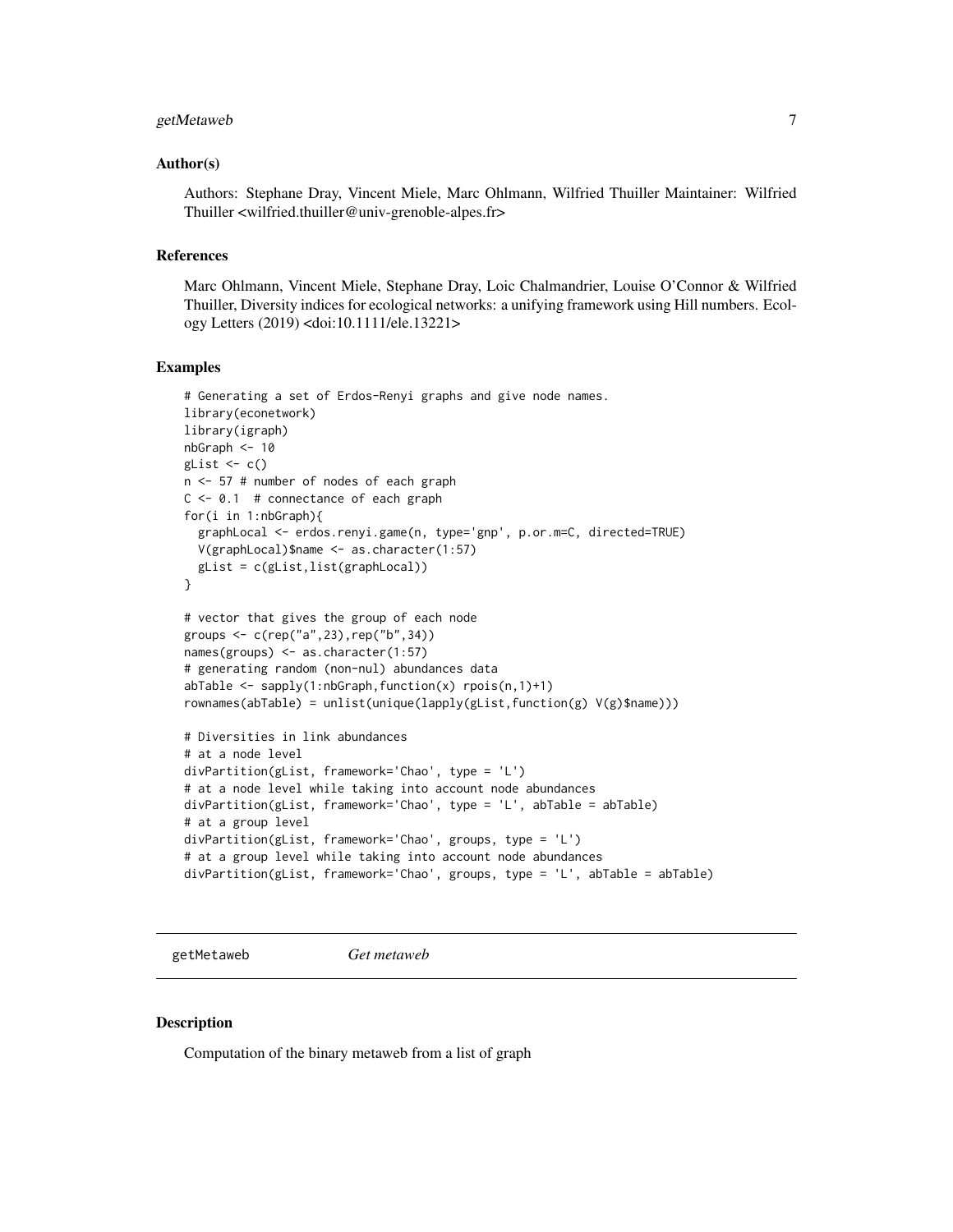### Author(s)

Authors: Stephane Dray, Vincent Miele, Marc Ohlmann, Wilfried Thuiller Maintainer: Wilfried Thuiller <wilfried.thuiller@univ-grenoble-alpes.fr>

### References

Marc Ohlmann, Vincent Miele, Stephane Dray, Loic Chalmandrier, Louise O'Connor & Wilfried Thuiller, Diversity indices for ecological networks: a unifying framework using Hill numbers. Ecology Letters (2019) <doi:10.1111/ele.13221>

### Examples

```
# Generating a set of Erdos-Renyi graphs and give node names.
library(econetwork)
library(igraph)
nbGraph <- 10
gList <- c()
n <- 57 # number of nodes of each graph
C <- 0.1  # connectance of each graph
for(i in 1:nbGraph){
  graphLocal <- erdos.renyi.game(n, type='gnp', p.or.m=C, directed=TRUE)
  V(graphLocal)$name <- as.character(1:57)
  gList = c(gList,list(graphLocal))
}

# vector that gives the group of each node
groups <- c(rep("a",23),rep("b",34))
names(groups) <- as.character(1:57)
# generating random (non-nul) abundances data
abTable <- sapply(1:nbGraph,function(x) rpois(n,1)+1)
rownames(abTable) = unlist(unique(lapply(gList,function(g) V(g)$name)))

# Diversities in link abundances
# at a node level
divPartition(gList, framework='Chao', type = 'L')
# at a node level while taking into account node abundances
divPartition(gList, framework='Chao', type = 'L', abTable = abTable)
# at a group level
divPartition(gList, framework='Chao', groups, type = 'L')
# at a group level while taking into account node abundances
divPartition(gList, framework='Chao', groups, type = 'L', abTable = abTable)
```

---

## getMetaweb *Get metaweb*

### Description

Computation of the binary metaweb from a list of graph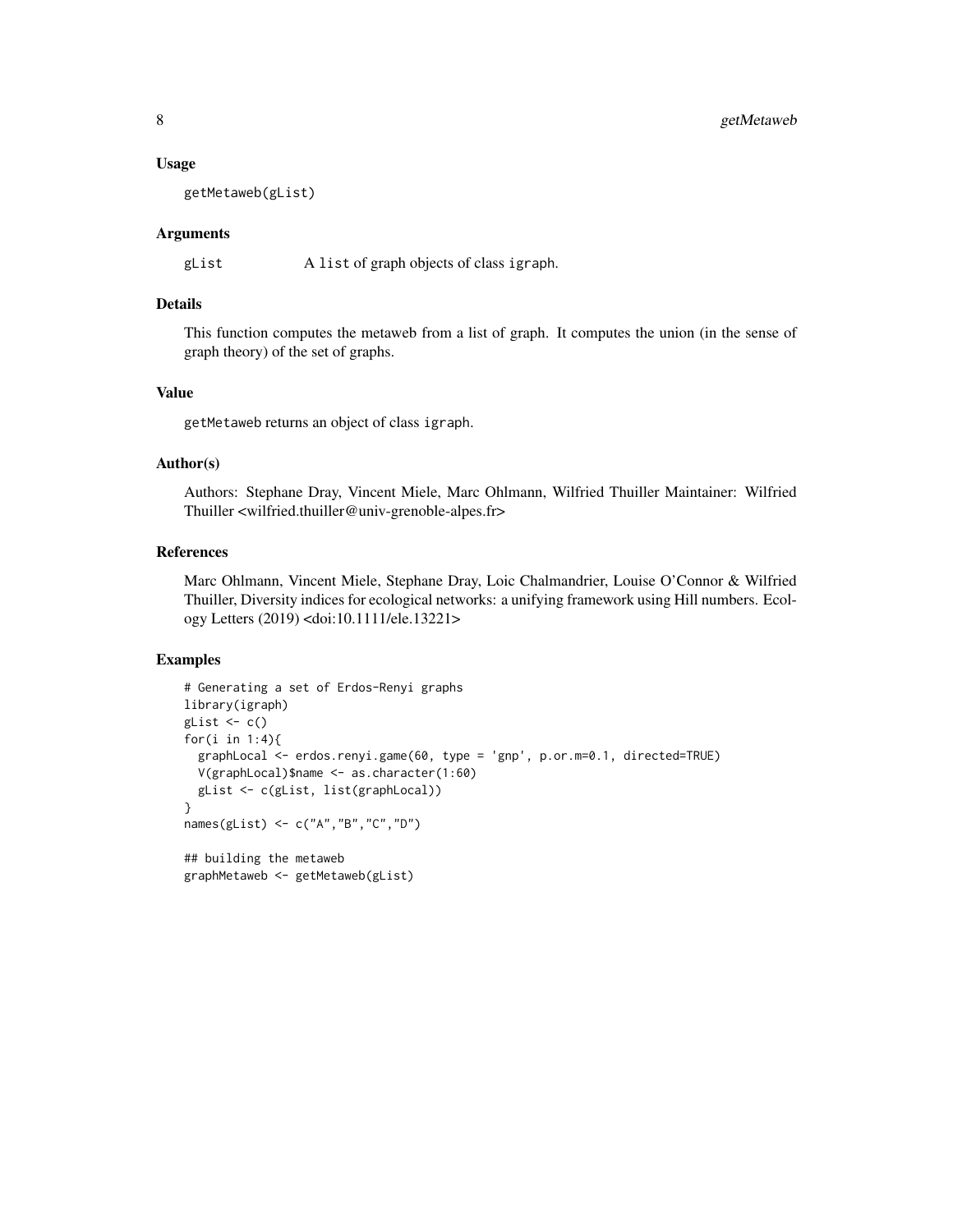## Usage

```
getMetaweb(gList)
```

## Arguments

| | |
|---|---|
| gList | A list of graph objects of class igraph. |

## Details

This function computes the metaweb from a list of graph. It computes the union (in the sense of graph theory) of the set of graphs.

## Value

getMetaweb returns an object of class igraph.

## Author(s)

Authors: Stephane Dray, Vincent Miele, Marc Ohlmann, Wilfried Thuiller Maintainer: Wilfried Thuiller <wilfried.thuiller@univ-grenoble-alpes.fr>

## References

Marc Ohlmann, Vincent Miele, Stephane Dray, Loic Chalmandrier, Louise O'Connor & Wilfried Thuiller, Diversity indices for ecological networks: a unifying framework using Hill numbers. Ecology Letters (2019) <doi:10.1111/ele.13221>

## Examples

```
# Generating a set of Erdos-Renyi graphs
library(igraph)
gList <- c()
for(i in 1:4){
  graphLocal <- erdos.renyi.game(60, type = 'gnp', p.or.m=0.1, directed=TRUE)
  V(graphLocal)$name <- as.character(1:60)
  gList <- c(gList, list(graphLocal))
}
names(gList) <- c("A","B","C","D")

## building the metaweb
graphMetaweb <- getMetaweb(gList)
```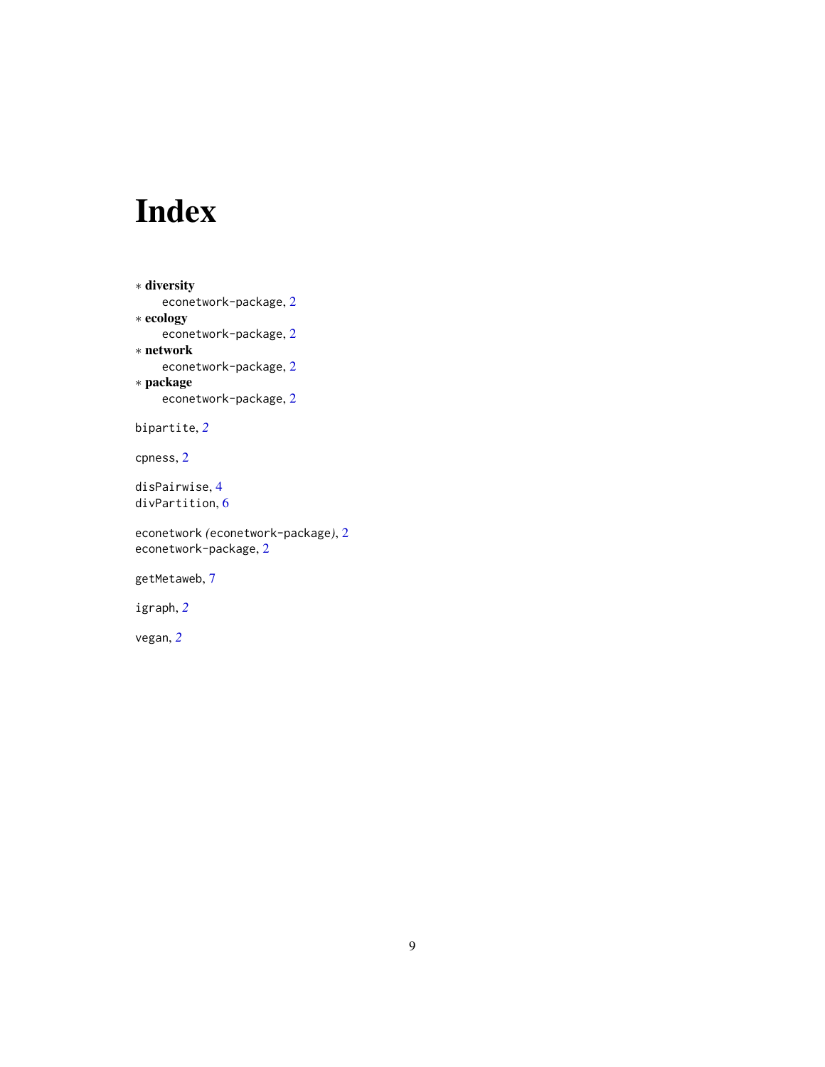# Index

∗ **diversity**
    econetwork-package, 2
∗ **ecology**
    econetwork-package, 2
∗ **network**
    econetwork-package, 2
∗ **package**
    econetwork-package, 2

bipartite, *2*

cpness, 2

disPairwise, 4
divPartition, 6

econetwork *(*econetwork-package*)*, 2
econetwork-package, 2

getMetaweb, 7

igraph, *2*

vegan, *2*